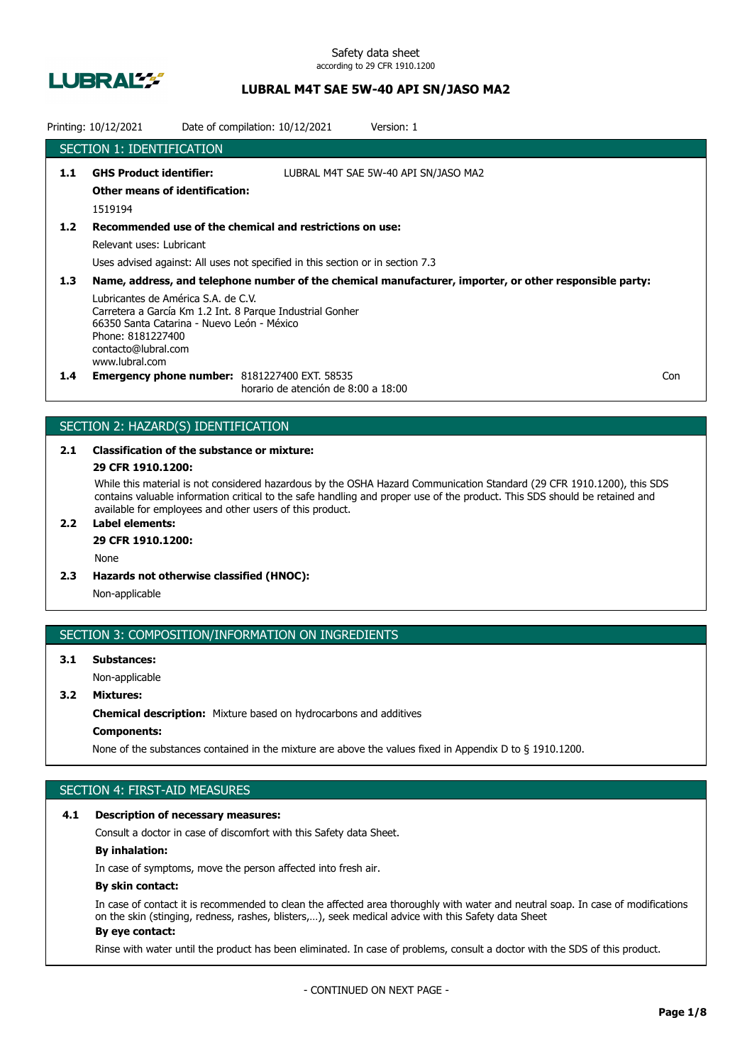Safety data sheet
according to 29 CFR 1910.1200

# LUBRAL M4T SAE 5W-40 API SN/JASO MA2

Printing: 10/12/2021 Date of compilation: 10/12/2021 Version: 1

## SECTION 1: IDENTIFICATION

**1.1 GHS Product identifier:** LUBRAL M4T SAE 5W-40 API SN/JASO MA2

**Other means of identification:**

1519194

**1.2 Recommended use of the chemical and restrictions on use:**

Relevant uses: Lubricant

Uses advised against: All uses not specified in this section or in section 7.3

**1.3 Name, address, and telephone number of the chemical manufacturer, importer, or other responsible party:**

Lubricantes de América S.A. de C.V.
Carretera a García Km 1.2 Int. 8 Parque Industrial Gonher
66350 Santa Catarina - Nuevo León - México
Phone: 8181227400
contacto@lubral.com
www.lubral.com

**1.4 Emergency phone number:** 8181227400 EXT. 58535
horario de atención de 8:00 a 18:00 Con

## SECTION 2: HAZARD(S) IDENTIFICATION

**2.1 Classification of the substance or mixture:**

**29 CFR 1910.1200:**

While this material is not considered hazardous by the OSHA Hazard Communication Standard (29 CFR 1910.1200), this SDS contains valuable information critical to the safe handling and proper use of the product. This SDS should be retained and available for employees and other users of this product.

**2.2 Label elements:**

**29 CFR 1910.1200:**

None

**2.3 Hazards not otherwise classified (HNOC):**

Non-applicable

## SECTION 3: COMPOSITION/INFORMATION ON INGREDIENTS

**3.1 Substances:**

Non-applicable

**3.2 Mixtures:**

**Chemical description:** Mixture based on hydrocarbons and additives

**Components:**

None of the substances contained in the mixture are above the values fixed in Appendix D to § 1910.1200.

## SECTION 4: FIRST-AID MEASURES

**4.1 Description of necessary measures:**

Consult a doctor in case of discomfort with this Safety data Sheet.

**By inhalation:**

In case of symptoms, move the person affected into fresh air.

**By skin contact:**

In case of contact it is recommended to clean the affected area thoroughly with water and neutral soap. In case of modifications on the skin (stinging, redness, rashes, blisters,…), seek medical advice with this Safety data Sheet

**By eye contact:**

Rinse with water until the product has been eliminated. In case of problems, consult a doctor with the SDS of this product.

- CONTINUED ON NEXT PAGE -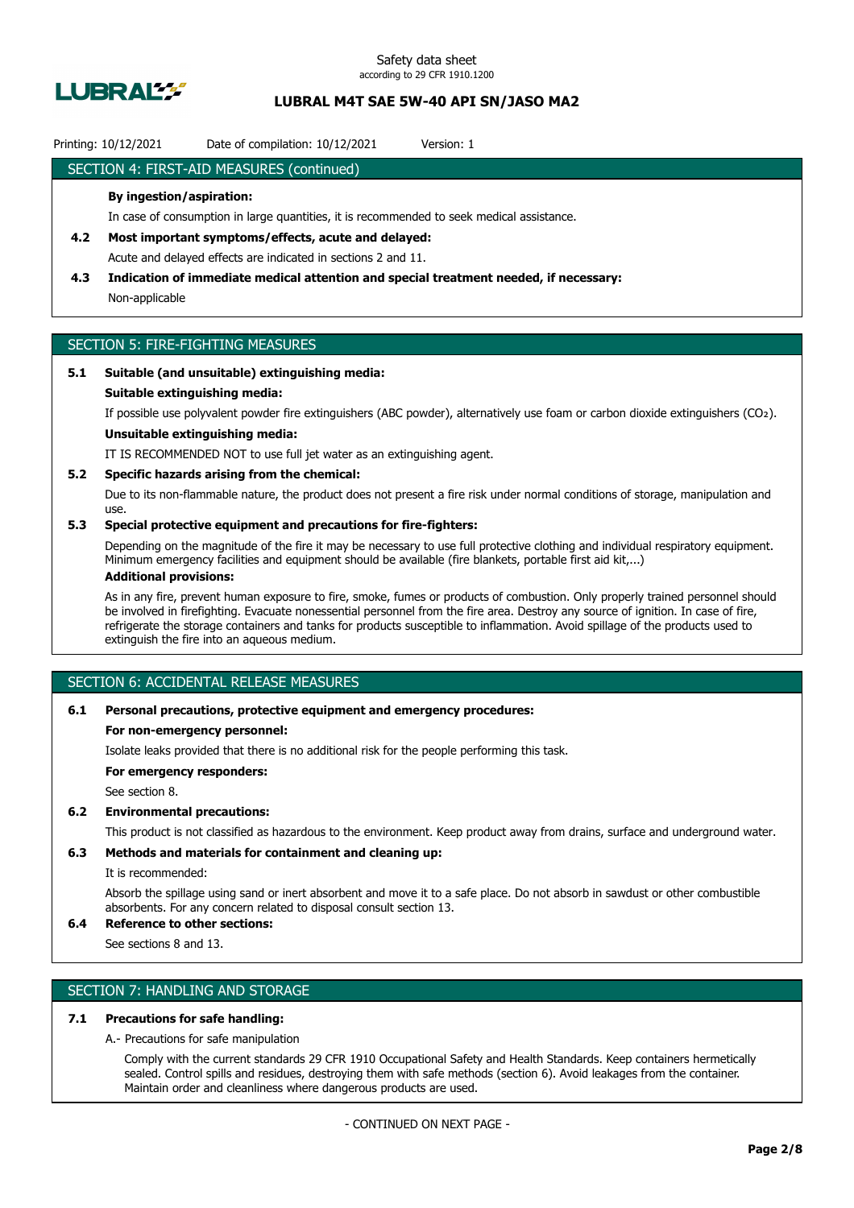## SECTION 4: FIRST-AID MEASURES (continued)

**By ingestion/aspiration:**

In case of consumption in large quantities, it is recommended to seek medical assistance.

**4.2 Most important symptoms/effects, acute and delayed:**

Acute and delayed effects are indicated in sections 2 and 11.

**4.3 Indication of immediate medical attention and special treatment needed, if necessary:**

Non-applicable

## SECTION 5: FIRE-FIGHTING MEASURES

**5.1 Suitable (and unsuitable) extinguishing media:**

**Suitable extinguishing media:**

If possible use polyvalent powder fire extinguishers (ABC powder), alternatively use foam or carbon dioxide extinguishers ($CO_2$).

**Unsuitable extinguishing media:**

IT IS RECOMMENDED NOT to use full jet water as an extinguishing agent.

**5.2 Specific hazards arising from the chemical:**

Due to its non-flammable nature, the product does not present a fire risk under normal conditions of storage, manipulation and use.

**5.3 Special protective equipment and precautions for fire-fighters:**

Depending on the magnitude of the fire it may be necessary to use full protective clothing and individual respiratory equipment. Minimum emergency facilities and equipment should be available (fire blankets, portable first aid kit,...)

**Additional provisions:**

As in any fire, prevent human exposure to fire, smoke, fumes or products of combustion. Only properly trained personnel should be involved in firefighting. Evacuate nonessential personnel from the fire area. Destroy any source of ignition. In case of fire, refrigerate the storage containers and tanks for products susceptible to inflammation. Avoid spillage of the products used to extinguish the fire into an aqueous medium.

## SECTION 6: ACCIDENTAL RELEASE MEASURES

**6.1 Personal precautions, protective equipment and emergency procedures:**

**For non-emergency personnel:**

Isolate leaks provided that there is no additional risk for the people performing this task.

**For emergency responders:**

See section 8.

**6.2 Environmental precautions:**

This product is not classified as hazardous to the environment. Keep product away from drains, surface and underground water.

**6.3 Methods and materials for containment and cleaning up:**

It is recommended:

Absorb the spillage using sand or inert absorbent and move it to a safe place. Do not absorb in sawdust or other combustible absorbents. For any concern related to disposal consult section 13.

**6.4 Reference to other sections:**

See sections 8 and 13.

## SECTION 7: HANDLING AND STORAGE

**7.1 Precautions for safe handling:**

A.- Precautions for safe manipulation

Comply with the current standards 29 CFR 1910 Occupational Safety and Health Standards. Keep containers hermetically sealed. Control spills and residues, destroying them with safe methods (section 6). Avoid leakages from the container. Maintain order and cleanliness where dangerous products are used.

- CONTINUED ON NEXT PAGE -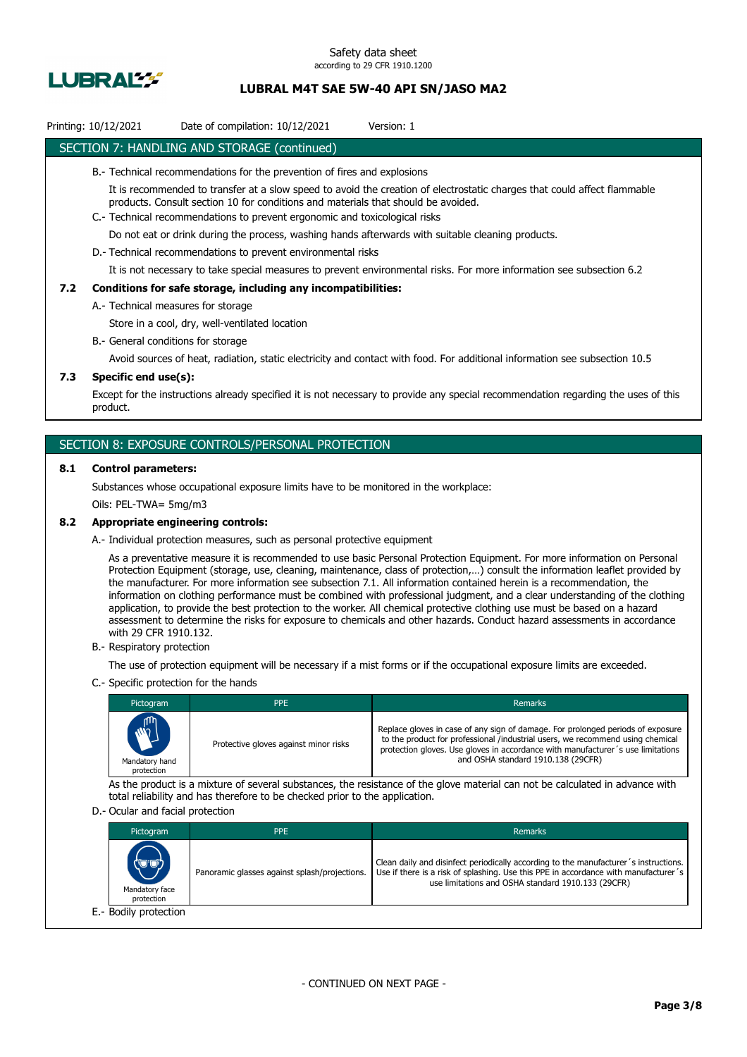## SECTION 7: HANDLING AND STORAGE (continued)

B.- Technical recommendations for the prevention of fires and explosions

It is recommended to transfer at a slow speed to avoid the creation of electrostatic charges that could affect flammable products. Consult section 10 for conditions and materials that should be avoided.

C.- Technical recommendations to prevent ergonomic and toxicological risks

Do not eat or drink during the process, washing hands afterwards with suitable cleaning products.

D.- Technical recommendations to prevent environmental risks

It is not necessary to take special measures to prevent environmental risks. For more information see subsection 6.2

### 7.2 Conditions for safe storage, including any incompatibilities:

A.- Technical measures for storage

Store in a cool, dry, well-ventilated location

B.- General conditions for storage

Avoid sources of heat, radiation, static electricity and contact with food. For additional information see subsection 10.5

### 7.3 Specific end use(s):

Except for the instructions already specified it is not necessary to provide any special recommendation regarding the uses of this product.

## SECTION 8: EXPOSURE CONTROLS/PERSONAL PROTECTION

### 8.1 Control parameters:

Substances whose occupational exposure limits have to be monitored in the workplace:

Oils: PEL-TWA= 5mg/m3

### 8.2 Appropriate engineering controls:

A.- Individual protection measures, such as personal protective equipment

As a preventative measure it is recommended to use basic Personal Protection Equipment. For more information on Personal Protection Equipment (storage, use, cleaning, maintenance, class of protection,…) consult the information leaflet provided by the manufacturer. For more information see subsection 7.1. All information contained herein is a recommendation, the information on clothing performance must be combined with professional judgment, and a clear understanding of the clothing application, to provide the best protection to the worker. All chemical protective clothing use must be based on a hazard assessment to determine the risks for exposure to chemicals and other hazards. Conduct hazard assessments in accordance with 29 CFR 1910.132.

B.- Respiratory protection

The use of protection equipment will be necessary if a mist forms or if the occupational exposure limits are exceeded.

C.- Specific protection for the hands

| Pictogram | PPE | Remarks |
|---|---|---|
| Mandatory hand protection | Protective gloves against minor risks | Replace gloves in case of any sign of damage. For prolonged periods of exposure to the product for professional /industrial users, we recommend using chemical protection gloves. Use gloves in accordance with manufacturer´s use limitations and OSHA standard 1910.138 (29CFR) |

As the product is a mixture of several substances, the resistance of the glove material can not be calculated in advance with total reliability and has therefore to be checked prior to the application.

D.- Ocular and facial protection

| Pictogram | PPE | Remarks |
|---|---|---|
| Mandatory face protection | Panoramic glasses against splash/projections. | Clean daily and disinfect periodically according to the manufacturer´s instructions. Use if there is a risk of splashing. Use this PPE in accordance with manufacturer´s use limitations and OSHA standard 1910.133 (29CFR) |

E.- Bodily protection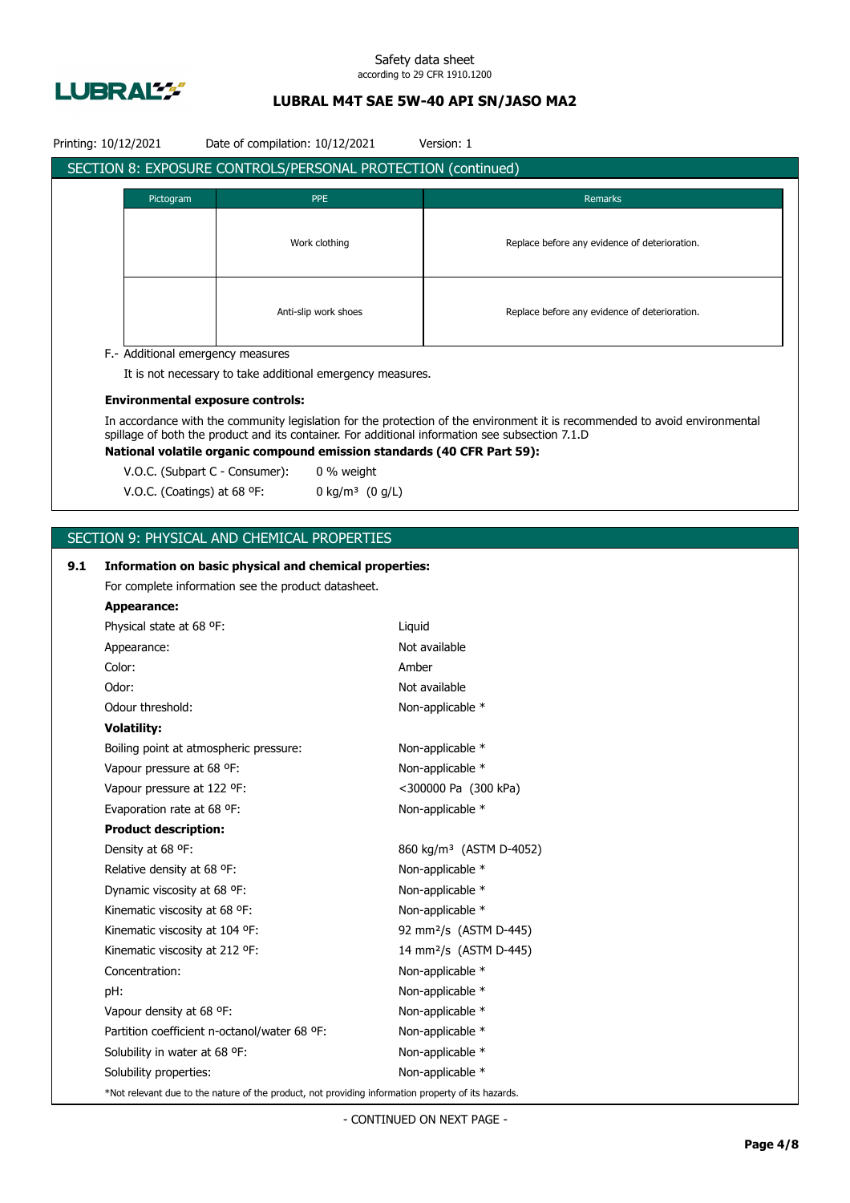## SECTION 8: EXPOSURE CONTROLS/PERSONAL PROTECTION (continued)

| Pictogram | PPE | Remarks |
|---|---|---|
| | Work clothing | Replace before any evidence of deterioration. |
| | Anti-slip work shoes | Replace before any evidence of deterioration. |

F.- Additional emergency measures

It is not necessary to take additional emergency measures.

**Environmental exposure controls:**

In accordance with the community legislation for the protection of the environment it is recommended to avoid environmental spillage of both the product and its container. For additional information see subsection 7.1.D

**National volatile organic compound emission standards (40 CFR Part 59):**

| | |
|---|---|
| V.O.C. (Subpart C - Consumer): | 0 % weight |
| V.O.C. (Coatings) at 68 ºF: | 0 kg/m³ (0 g/L) |

## SECTION 9: PHYSICAL AND CHEMICAL PROPERTIES

### 9.1 Information on basic physical and chemical properties:

For complete information see the product datasheet.

**Appearance:**

| | |
|---|---|
| Physical state at 68 ºF: | Liquid |
| Appearance: | Not available |
| Color: | Amber |
| Odor: | Not available |
| Odour threshold: | Non-applicable * |

**Volatility:**

| | |
|---|---|
| Boiling point at atmospheric pressure: | Non-applicable * |
| Vapour pressure at 68 ºF: | Non-applicable * |
| Vapour pressure at 122 ºF: | <300000 Pa (300 kPa) |
| Evaporation rate at 68 ºF: | Non-applicable * |

**Product description:**

| | |
|---|---|
| Density at 68 ºF: | 860 kg/m³ (ASTM D-4052) |
| Relative density at 68 ºF: | Non-applicable * |
| Dynamic viscosity at 68 ºF: | Non-applicable * |
| Kinematic viscosity at 68 ºF: | Non-applicable * |
| Kinematic viscosity at 104 ºF: | 92 mm²/s (ASTM D-445) |
| Kinematic viscosity at 212 ºF: | 14 mm²/s (ASTM D-445) |
| Concentration: | Non-applicable * |
| pH: | Non-applicable * |
| Vapour density at 68 ºF: | Non-applicable * |
| Partition coefficient n-octanol/water 68 ºF: | Non-applicable * |
| Solubility in water at 68 ºF: | Non-applicable * |
| Solubility properties: | Non-applicable * |

*Not relevant due to the nature of the product, not providing information property of its hazards.

- CONTINUED ON NEXT PAGE -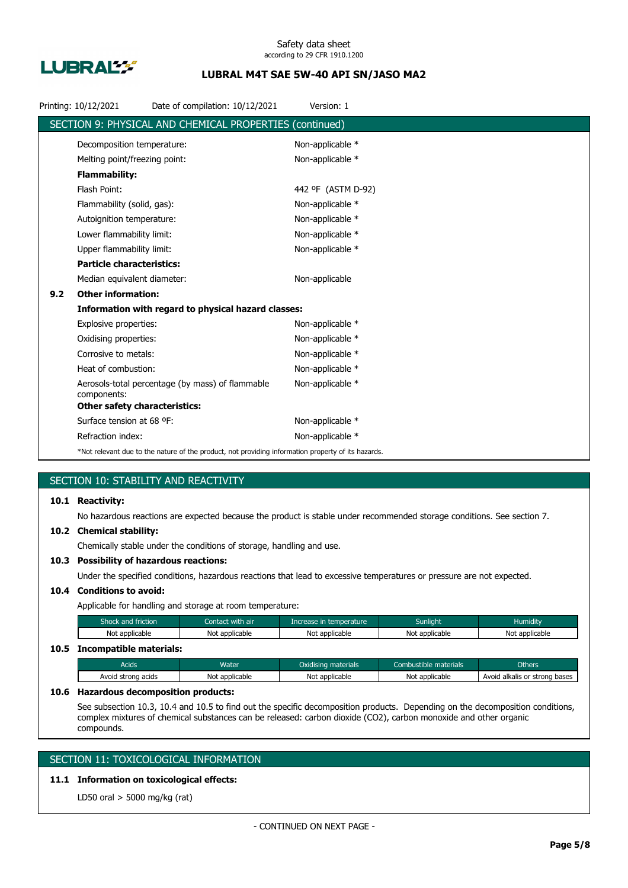Printing: 10/12/2021 Date of compilation: 10/12/2021 Version: 1

## SECTION 9: PHYSICAL AND CHEMICAL PROPERTIES (continued)

| | |
|---|---|
| Decomposition temperature: | Non-applicable * |
| Melting point/freezing point: | Non-applicable * |
| **Flammability:** | |
| Flash Point: | 442 ºF (ASTM D-92) |
| Flammability (solid, gas): | Non-applicable * |
| Autoignition temperature: | Non-applicable * |
| Lower flammability limit: | Non-applicable * |
| Upper flammability limit: | Non-applicable * |
| **Particle characteristics:** | |
| Median equivalent diameter: | Non-applicable |

**9.2 Other information:**

**Information with regard to physical hazard classes:**

| | |
|---|---|
| Explosive properties: | Non-applicable * |
| Oxidising properties: | Non-applicable * |
| Corrosive to metals: | Non-applicable * |
| Heat of combustion: | Non-applicable * |
| Aerosols-total percentage (by mass) of flammable components: | Non-applicable * |
| **Other safety characteristics:** | |
| Surface tension at 68 ºF: | Non-applicable * |
| Refraction index: | Non-applicable * |

*Not relevant due to the nature of the product, not providing information property of its hazards.

## SECTION 10: STABILITY AND REACTIVITY

**10.1 Reactivity:**

No hazardous reactions are expected because the product is stable under recommended storage conditions. See section 7.

**10.2 Chemical stability:**

Chemically stable under the conditions of storage, handling and use.

**10.3 Possibility of hazardous reactions:**

Under the specified conditions, hazardous reactions that lead to excessive temperatures or pressure are not expected.

**10.4 Conditions to avoid:**

Applicable for handling and storage at room temperature:

| Shock and friction | Contact with air | Increase in temperature | Sunlight | Humidity |
|---|---|---|---|---|
| Not applicable | Not applicable | Not applicable | Not applicable | Not applicable |

**10.5 Incompatible materials:**

| Acids | Water | Oxidising materials | Combustible materials | Others |
|---|---|---|---|---|
| Avoid strong acids | Not applicable | Not applicable | Not applicable | Avoid alkalis or strong bases |

**10.6 Hazardous decomposition products:**

See subsection 10.3, 10.4 and 10.5 to find out the specific decomposition products. Depending on the decomposition conditions, complex mixtures of chemical substances can be released: carbon dioxide ($CO_2$), carbon monoxide and other organic compounds.

## SECTION 11: TOXICOLOGICAL INFORMATION

**11.1 Information on toxicological effects:**

LD50 oral > 5000 mg/kg (rat)

- CONTINUED ON NEXT PAGE -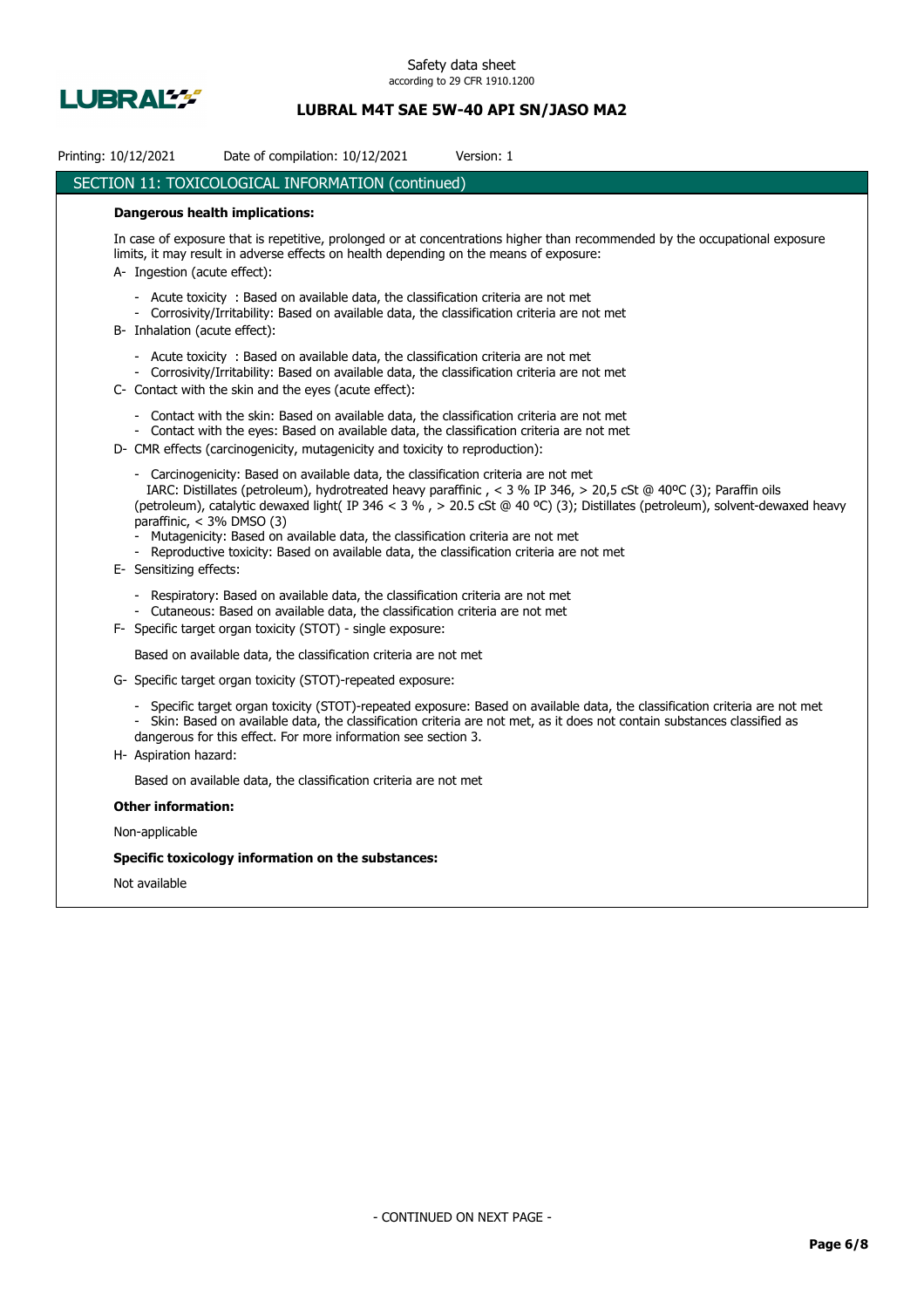## SECTION 11: TOXICOLOGICAL INFORMATION (continued)

**Dangerous health implications:**

In case of exposure that is repetitive, prolonged or at concentrations higher than recommended by the occupational exposure limits, it may result in adverse effects on health depending on the means of exposure:

A- Ingestion (acute effect):

- Acute toxicity : Based on available data, the classification criteria are not met
- Corrosivity/Irritability: Based on available data, the classification criteria are not met

B- Inhalation (acute effect):

- Acute toxicity : Based on available data, the classification criteria are not met
- Corrosivity/Irritability: Based on available data, the classification criteria are not met

C- Contact with the skin and the eyes (acute effect):

- Contact with the skin: Based on available data, the classification criteria are not met
- Contact with the eyes: Based on available data, the classification criteria are not met

D- CMR effects (carcinogenicity, mutagenicity and toxicity to reproduction):

- Carcinogenicity: Based on available data, the classification criteria are not met
  IARC: Distillates (petroleum), hydrotreated heavy paraffinic , < 3 % IP 346, > 20,5 cSt @ 40ºC (3); Paraffin oils (petroleum), catalytic dewaxed light( IP 346 < 3 % , > 20.5 cSt @ 40 ºC) (3); Distillates (petroleum), solvent-dewaxed heavy paraffinic, < 3% DMSO (3)
- Mutagenicity: Based on available data, the classification criteria are not met
- Reproductive toxicity: Based on available data, the classification criteria are not met

E- Sensitizing effects:

- Respiratory: Based on available data, the classification criteria are not met
- Cutaneous: Based on available data, the classification criteria are not met

F- Specific target organ toxicity (STOT) - single exposure:

Based on available data, the classification criteria are not met

G- Specific target organ toxicity (STOT)-repeated exposure:

- Specific target organ toxicity (STOT)-repeated exposure: Based on available data, the classification criteria are not met
- Skin: Based on available data, the classification criteria are not met, as it does not contain substances classified as dangerous for this effect. For more information see section 3.

H- Aspiration hazard:

Based on available data, the classification criteria are not met

**Other information:**

Non-applicable

**Specific toxicology information on the substances:**

Not available

- CONTINUED ON NEXT PAGE -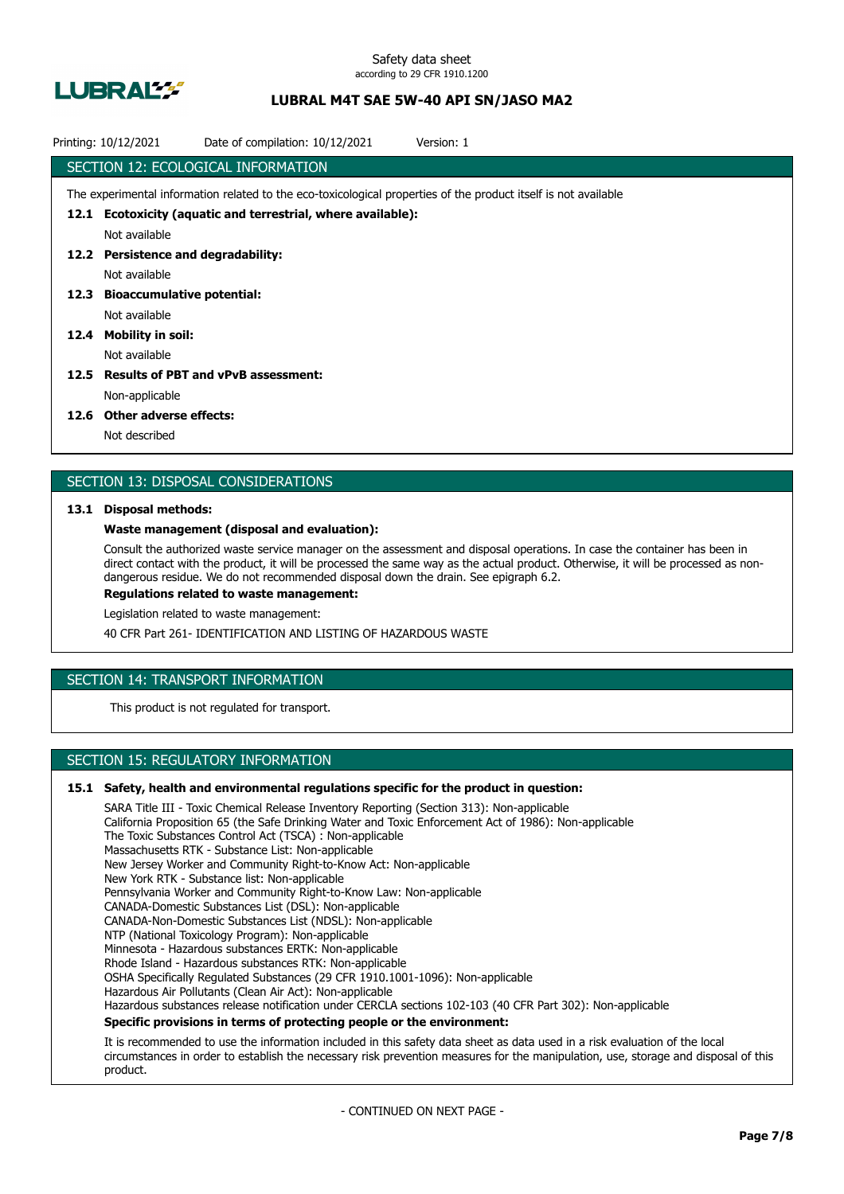## SECTION 12: ECOLOGICAL INFORMATION

The experimental information related to the eco-toxicological properties of the product itself is not available

**12.1 Ecotoxicity (aquatic and terrestrial, where available):**

Not available

**12.2 Persistence and degradability:**

Not available

**12.3 Bioaccumulative potential:**

Not available

**12.4 Mobility in soil:**

Not available

**12.5 Results of PBT and vPvB assessment:**

Non-applicable

**12.6 Other adverse effects:**

Not described

## SECTION 13: DISPOSAL CONSIDERATIONS

**13.1 Disposal methods:**

**Waste management (disposal and evaluation):**

Consult the authorized waste service manager on the assessment and disposal operations. In case the container has been in direct contact with the product, it will be processed the same way as the actual product. Otherwise, it will be processed as non-dangerous residue. We do not recommended disposal down the drain. See epigraph 6.2.

**Regulations related to waste management:**

Legislation related to waste management:

40 CFR Part 261- IDENTIFICATION AND LISTING OF HAZARDOUS WASTE

## SECTION 14: TRANSPORT INFORMATION

This product is not regulated for transport.

## SECTION 15: REGULATORY INFORMATION

**15.1 Safety, health and environmental regulations specific for the product in question:**

SARA Title III - Toxic Chemical Release Inventory Reporting (Section 313): Non-applicable
California Proposition 65 (the Safe Drinking Water and Toxic Enforcement Act of 1986): Non-applicable
The Toxic Substances Control Act (TSCA) : Non-applicable
Massachusetts RTK - Substance List: Non-applicable
New Jersey Worker and Community Right-to-Know Act: Non-applicable
New York RTK - Substance list: Non-applicable
Pennsylvania Worker and Community Right-to-Know Law: Non-applicable
CANADA-Domestic Substances List (DSL): Non-applicable
CANADA-Non-Domestic Substances List (NDSL): Non-applicable
NTP (National Toxicology Program): Non-applicable
Minnesota - Hazardous substances ERTK: Non-applicable
Rhode Island - Hazardous substances RTK: Non-applicable
OSHA Specifically Regulated Substances (29 CFR 1910.1001-1096): Non-applicable
Hazardous Air Pollutants (Clean Air Act): Non-applicable
Hazardous substances release notification under CERCLA sections 102-103 (40 CFR Part 302): Non-applicable

**Specific provisions in terms of protecting people or the environment:**

It is recommended to use the information included in this safety data sheet as data used in a risk evaluation of the local circumstances in order to establish the necessary risk prevention measures for the manipulation, use, storage and disposal of this product.

- CONTINUED ON NEXT PAGE -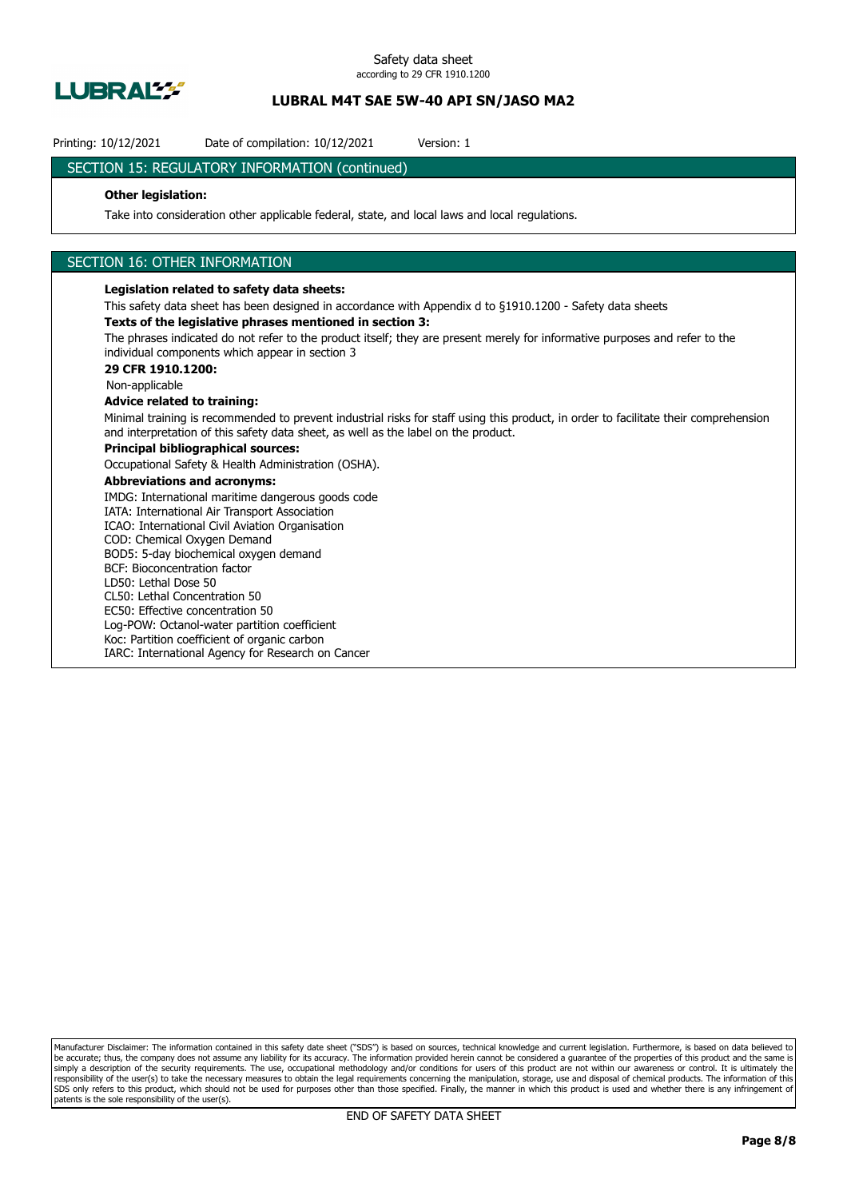## SECTION 15: REGULATORY INFORMATION (continued)

**Other legislation:**

Take into consideration other applicable federal, state, and local laws and local regulations.

## SECTION 16: OTHER INFORMATION

**Legislation related to safety data sheets:**

This safety data sheet has been designed in accordance with Appendix d to §1910.1200 - Safety data sheets

**Texts of the legislative phrases mentioned in section 3:**

The phrases indicated do not refer to the product itself; they are present merely for informative purposes and refer to the individual components which appear in section 3

**29 CFR 1910.1200:**

Non-applicable

**Advice related to training:**

Minimal training is recommended to prevent industrial risks for staff using this product, in order to facilitate their comprehension and interpretation of this safety data sheet, as well as the label on the product.

**Principal bibliographical sources:**

Occupational Safety & Health Administration (OSHA).

**Abbreviations and acronyms:**

IMDG: International maritime dangerous goods code
IATA: International Air Transport Association
ICAO: International Civil Aviation Organisation
COD: Chemical Oxygen Demand
BOD5: 5-day biochemical oxygen demand
BCF: Bioconcentration factor
LD50: Lethal Dose 50
CL50: Lethal Concentration 50
EC50: Effective concentration 50
Log-POW: Octanol-water partition coefficient
Koc: Partition coefficient of organic carbon
IARC: International Agency for Research on Cancer

Manufacturer Disclaimer: The information contained in this safety date sheet ("SDS") is based on sources, technical knowledge and current legislation. Furthermore, is based on data believed to be accurate; thus, the company does not assume any liability for its accuracy. The information provided herein cannot be considered a guarantee of the properties of this product and the same is simply a description of the security requirements. The use, occupational methodology and/or conditions for users of this product are not within our awareness or control. It is ultimately the responsibility of the user(s) to take the necessary measures to obtain the legal requirements concerning the manipulation, storage, use and disposal of chemical products. The information of this SDS only refers to this product, which should not be used for purposes other than those specified. Finally, the manner in which this product is used and whether there is any infringement of patents is the sole responsibility of the user(s).

END OF SAFETY DATA SHEET